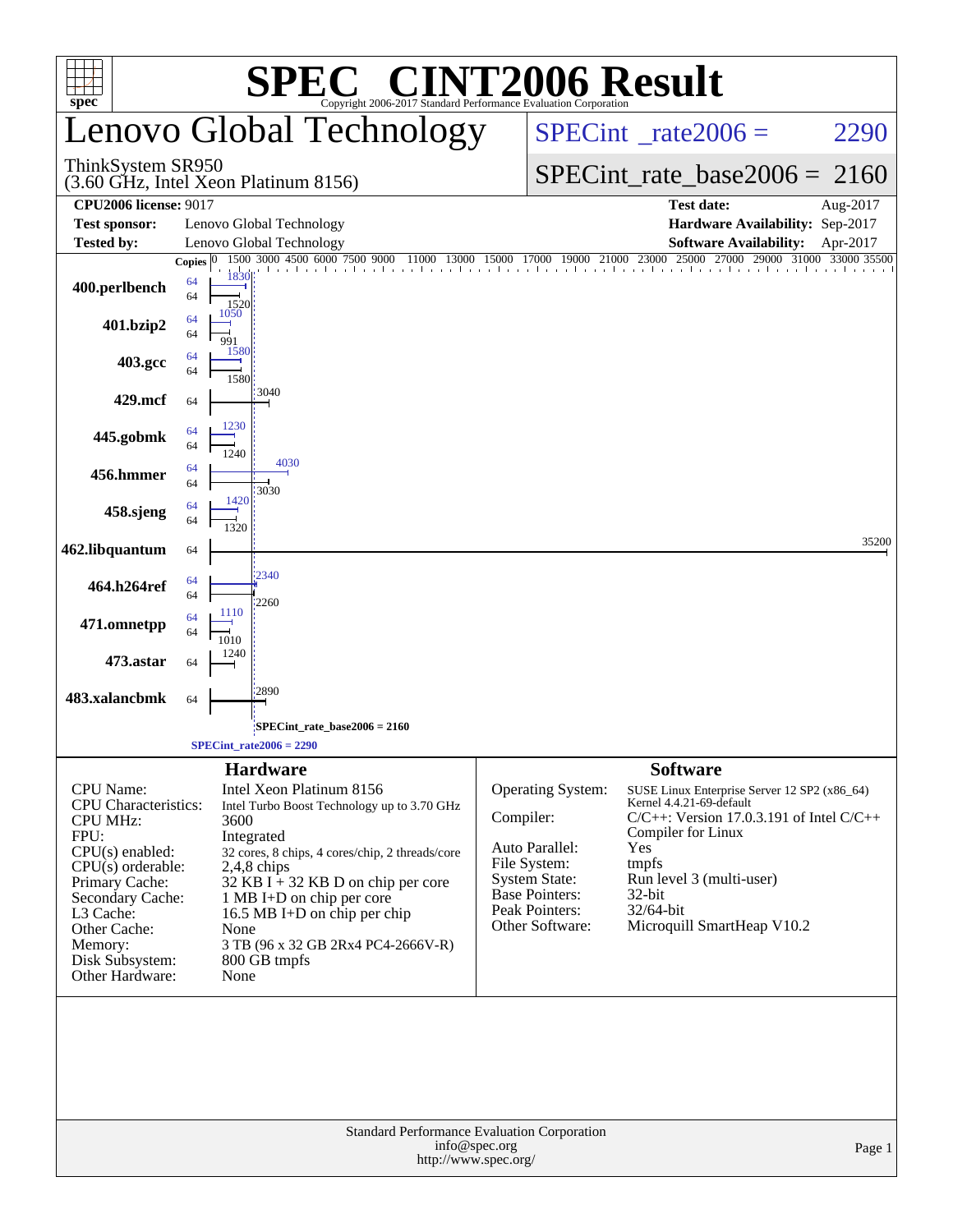# SPEC® CINT2006 Result

Copyright 2006-2017 Standard Performance Evaluation Corporation

## Lenovo Global Technology

ThinkSystem SR950
(3.60 GHz, Intel Xeon Platinum 8156)

SPECint_rate2006 = 2290

SPECint_rate_base2006 = 2160

| | | | |
|---|---|---|---|
| **CPU2006 license:** | 9017 | **Test date:** | Aug-2017 |
| **Test sponsor:** | Lenovo Global Technology | **Hardware Availability:** | Sep-2017 |
| **Tested by:** | Lenovo Global Technology | **Software Availability:** | Apr-2017 |

| Benchmark | Copies (peak) | Peak | Copies (base) | Base |
|---|---|---|---|---|
| 400.perlbench | 64 | 1830 | 64 | 1520 |
| 401.bzip2 | 64 | 1050 | 64 | 991 |
| 403.gcc | 64 | 1580 | 64 | 1580 |
| 429.mcf | | | 64 | 3040 |
| 445.gobmk | 64 | 1230 | 64 | 1240 |
| 456.hmmer | 64 | 4030 | 64 | 3030 |
| 458.sjeng | 64 | 1420 | 64 | 1320 |
| 462.libquantum | | | 64 | 35200 |
| 464.h264ref | 64 | 2340 | 64 | 2260 |
| 471.omnetpp | 64 | 1110 | 64 | 1010 |
| 473.astar | | | 64 | 1240 |
| 483.xalancbmk | | | 64 | 2890 |

SPECint_rate_base2006 = 2160

SPECint_rate2006 = 2290

### Hardware

| | |
|---|---|
| CPU Name: | Intel Xeon Platinum 8156 |
| CPU Characteristics: | Intel Turbo Boost Technology up to 3.70 GHz |
| CPU MHz: | 3600 |
| FPU: | Integrated |
| CPU(s) enabled: | 32 cores, 8 chips, 4 cores/chip, 2 threads/core |
| CPU(s) orderable: | 2,4,8 chips |
| Primary Cache: | 32 KB I + 32 KB D on chip per core |
| Secondary Cache: | 1 MB I+D on chip per core |
| L3 Cache: | 16.5 MB I+D on chip per chip |
| Other Cache: | None |
| Memory: | 3 TB (96 x 32 GB 2Rx4 PC4-2666V-R) |
| Disk Subsystem: | 800 GB tmpfs |
| Other Hardware: | None |

### Software

| | |
|---|---|
| Operating System: | SUSE Linux Enterprise Server 12 SP2 (x86_64) Kernel 4.4.21-69-default |
| Compiler: | C/C++: Version 17.0.3.191 of Intel C/C++ Compiler for Linux |
| Auto Parallel: | Yes |
| File System: | tmpfs |
| System State: | Run level 3 (multi-user) |
| Base Pointers: | 32-bit |
| Peak Pointers: | 32/64-bit |
| Other Software: | Microquill SmartHeap V10.2 |

Standard Performance Evaluation Corporation
info@spec.org
http://www.spec.org/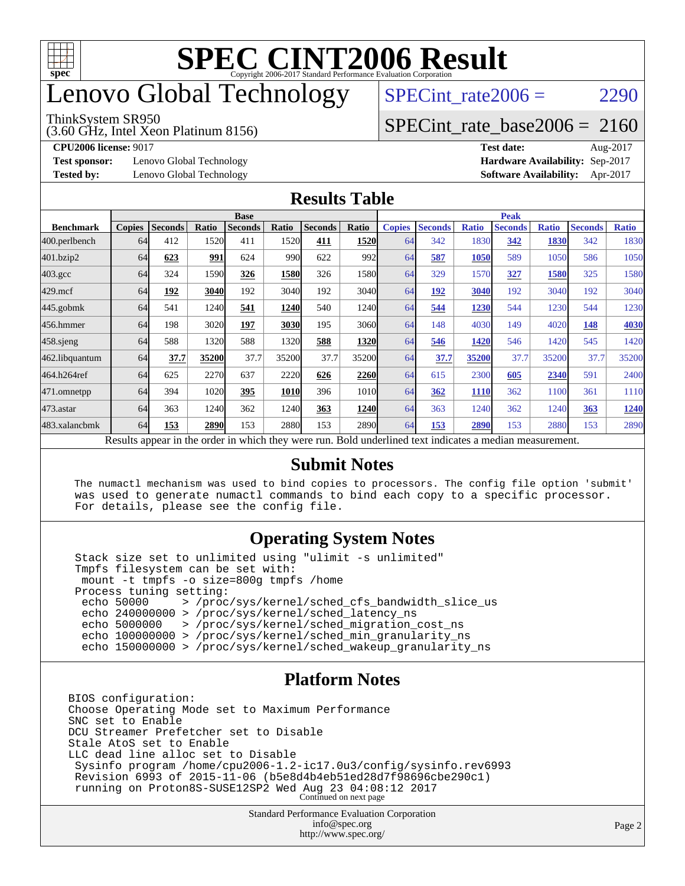# SPEC CINT2006 Result

Copyright 2006-2017 Standard Performance Evaluation Corporation

# Lenovo Global Technology

ThinkSystem SR950
(3.60 GHz, Intel Xeon Platinum 8156)

SPECint_rate2006 = 2290

SPECint_rate_base2006 = 2160

**CPU2006 license:** 9017
**Test sponsor:** Lenovo Global Technology
**Tested by:** Lenovo Global Technology

**Test date:** Aug-2017
**Hardware Availability:** Sep-2017
**Software Availability:** Apr-2017

## Results Table

| | Base | | | | | | | Peak | | | | | | |
|---|---|---|---|---|---|---|---|---|---|---|---|---|---|---|
| **Benchmark** | **Copies** | **Seconds** | **Ratio** | **Seconds** | **Ratio** | **Seconds** | **Ratio** | **Copies** | **Seconds** | **Ratio** | **Seconds** | **Ratio** | **Seconds** | **Ratio** |
| 400.perlbench | 64 | 412 | 1520 | 411 | 1520 | **411** | **1520** | 64 | 342 | 1830 | **342** | **1830** | 342 | 1830 |
| 401.bzip2 | 64 | **623** | **991** | 624 | 990 | 622 | 992 | 64 | **587** | **1050** | 589 | 1050 | 586 | 1050 |
| 403.gcc | 64 | 324 | 1590 | **326** | **1580** | 326 | 1580 | 64 | 329 | 1570 | **327** | **1580** | 325 | 1580 |
| 429.mcf | 64 | **192** | **3040** | 192 | 3040 | 192 | 3040 | 64 | **192** | **3040** | 192 | 3040 | 192 | 3040 |
| 445.gobmk | 64 | 541 | 1240 | **541** | **1240** | 540 | 1240 | 64 | **544** | **1230** | 544 | 1230 | 544 | 1230 |
| 456.hmmer | 64 | 198 | 3020 | **197** | **3030** | 195 | 3060 | 64 | 148 | 4030 | 149 | 4020 | **148** | **4030** |
| 458.sjeng | 64 | 588 | 1320 | 588 | 1320 | **588** | **1320** | 64 | **546** | **1420** | 546 | 1420 | 545 | 1420 |
| 462.libquantum | 64 | **37.7** | **35200** | 37.7 | 35200 | 37.7 | 35200 | 64 | **37.7** | **35200** | 37.7 | 35200 | 37.7 | 35200 |
| 464.h264ref | 64 | 625 | 2270 | 637 | 2220 | **626** | **2260** | 64 | 615 | 2300 | **605** | **2340** | 591 | 2400 |
| 471.omnetpp | 64 | 394 | 1020 | **395** | **1010** | 396 | 1010 | 64 | **362** | **1110** | 362 | 1100 | 361 | 1110 |
| 473.astar | 64 | 363 | 1240 | 362 | 1240 | **363** | **1240** | 64 | 363 | 1240 | 362 | 1240 | **363** | **1240** |
| 483.xalancbmk | 64 | **153** | **2890** | 153 | 2880 | 153 | 2890 | 64 | **153** | **2890** | 153 | 2880 | 153 | 2890 |

Results appear in the order in which they were run. Bold underlined text indicates a median measurement.

## Submit Notes

```
The numactl mechanism was used to bind copies to processors. The config file option 'submit'
was used to generate numactl commands to bind each copy to a specific processor.
For details, please see the config file.
```

## Operating System Notes

```
Stack size set to unlimited using "ulimit -s unlimited"
Tmpfs filesystem can be set with:
 mount -t tmpfs -o size=800g tmpfs /home
Process tuning setting:
 echo 50000     > /proc/sys/kernel/sched_cfs_bandwidth_slice_us
 echo 240000000 > /proc/sys/kernel/sched_latency_ns
 echo 5000000   > /proc/sys/kernel/sched_migration_cost_ns
 echo 100000000 > /proc/sys/kernel/sched_min_granularity_ns
 echo 150000000 > /proc/sys/kernel/sched_wakeup_granularity_ns
```

## Platform Notes

```
BIOS configuration:
Choose Operating Mode set to Maximum Performance
SNC set to Enable
DCU Streamer Prefetcher set to Disable
Stale AtoS set to Enable
LLC dead line alloc set to Disable
 Sysinfo program /home/cpu2006-1.2-ic17.0u3/config/sysinfo.rev6993
 Revision 6993 of 2015-11-06 (b5e8d4b4eb51ed28d7f98696cbe290c1)
 running on Proton8S-SUSE12SP2 Wed Aug 23 04:08:12 2017
```

Continued on next page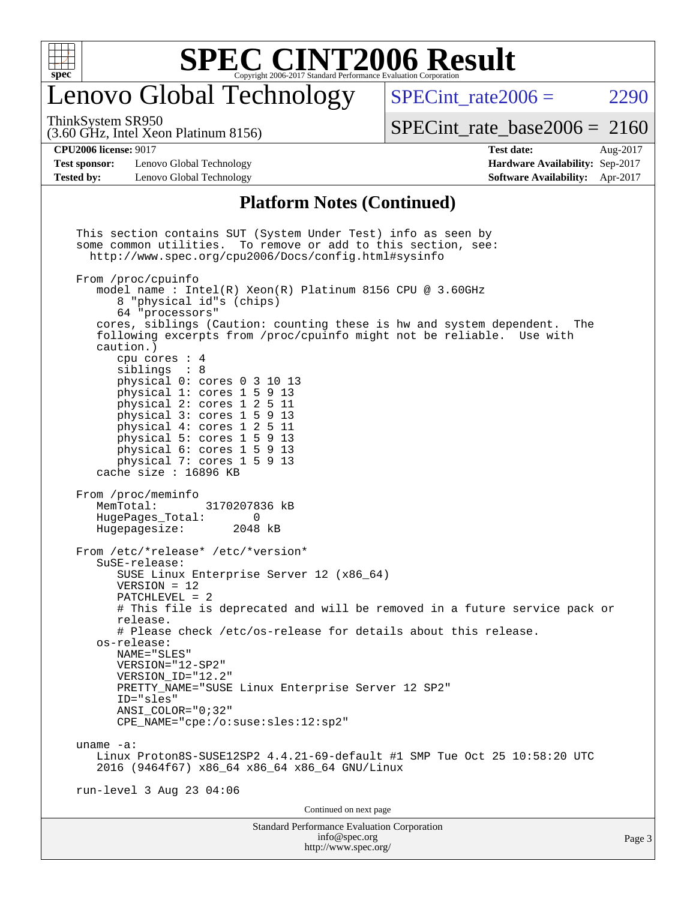# Lenovo Global Technology

ThinkSystem SR950
(3.60 GHz, Intel Xeon Platinum 8156)

SPECint_rate2006 = 2290

SPECint_rate_base2006 = 2160

**CPU2006 license:** 9017
**Test sponsor:** Lenovo Global Technology
**Tested by:** Lenovo Global Technology

**Test date:** Aug-2017
**Hardware Availability:** Sep-2017
**Software Availability:** Apr-2017

## Platform Notes (Continued)

```
This section contains SUT (System Under Test) info as seen by
some common utilities.  To remove or add to this section, see:
  http://www.spec.org/cpu2006/Docs/config.html#sysinfo

From /proc/cpuinfo
   model name : Intel(R) Xeon(R) Platinum 8156 CPU @ 3.60GHz
      8 "physical id"s (chips)
      64 "processors"
   cores, siblings (Caution: counting these is hw and system dependent.  The
   following excerpts from /proc/cpuinfo might not be reliable.  Use with
   caution.)
      cpu cores : 4
      siblings  : 8
      physical 0: cores 0 3 10 13
      physical 1: cores 1 5 9 13
      physical 2: cores 1 2 5 11
      physical 3: cores 1 5 9 13
      physical 4: cores 1 2 5 11
      physical 5: cores 1 5 9 13
      physical 6: cores 1 5 9 13
      physical 7: cores 1 5 9 13
   cache size : 16896 KB

From /proc/meminfo
   MemTotal:       3170207836 kB
   HugePages_Total:       0
   Hugepagesize:       2048 kB

From /etc/*release* /etc/*version*
   SuSE-release:
      SUSE Linux Enterprise Server 12 (x86_64)
      VERSION = 12
      PATCHLEVEL = 2
      # This file is deprecated and will be removed in a future service pack or
      release.
      # Please check /etc/os-release for details about this release.
   os-release:
      NAME="SLES"
      VERSION="12-SP2"
      VERSION_ID="12.2"
      PRETTY_NAME="SUSE Linux Enterprise Server 12 SP2"
      ID="sles"
      ANSI_COLOR="0;32"
      CPE_NAME="cpe:/o:suse:sles:12:sp2"

uname -a:
   Linux Proton8S-SUSE12SP2 4.4.21-69-default #1 SMP Tue Oct 25 10:58:20 UTC
   2016 (9464f67) x86_64 x86_64 x86_64 GNU/Linux

run-level 3 Aug 23 04:06
```

Continued on next page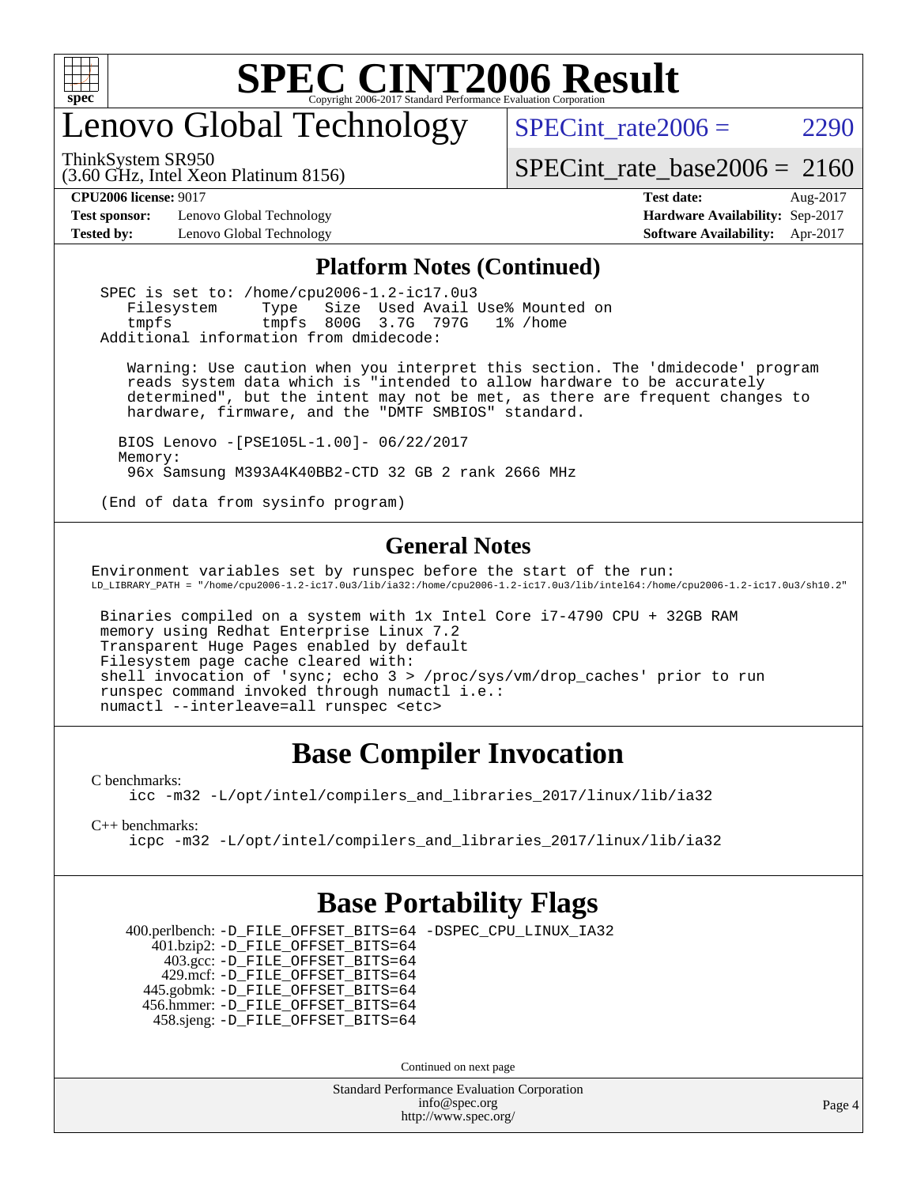# SPEC CINT2006 Result

## Lenovo Global Technology

ThinkSystem SR950
(3.60 GHz, Intel Xeon Platinum 8156)

SPECint_rate2006 = 2290

SPECint_rate_base2006 = 2160

**CPU2006 license:** 9017
**Test sponsor:** Lenovo Global Technology
**Tested by:** Lenovo Global Technology
**Test date:** Aug-2017
**Hardware Availability:** Sep-2017
**Software Availability:** Apr-2017

### Platform Notes (Continued)

```
 SPEC is set to: /home/cpu2006-1.2-ic17.0u3
    Filesystem     Type   Size  Used Avail Use% Mounted on
    tmpfs          tmpfs  800G  3.7G  797G   1% /home
 Additional information from dmidecode:

     Warning: Use caution when you interpret this section. The 'dmidecode' program
     reads system data which is "intended to allow hardware to be accurately
     determined", but the intent may not be met, as there are frequent changes to
     hardware, firmware, and the "DMTF SMBIOS" standard.

    BIOS Lenovo -[PSE105L-1.00]- 06/22/2017
    Memory:
     96x Samsung M393A4K40BB2-CTD 32 GB 2 rank 2666 MHz

 (End of data from sysinfo program)
```

### General Notes

```
Environment variables set by runspec before the start of the run:
LD_LIBRARY_PATH = "/home/cpu2006-1.2-ic17.0u3/lib/ia32:/home/cpu2006-1.2-ic17.0u3/lib/intel64:/home/cpu2006-1.2-ic17.0u3/sh10.2"

 Binaries compiled on a system with 1x Intel Core i7-4790 CPU + 32GB RAM
 memory using Redhat Enterprise Linux 7.2
 Transparent Huge Pages enabled by default
 Filesystem page cache cleared with:
 shell invocation of 'sync; echo 3 > /proc/sys/vm/drop_caches' prior to run
 runspec command invoked through numactl i.e.:
 numactl --interleave=all runspec <etc>
```

## Base Compiler Invocation

C benchmarks:
```
icc -m32 -L/opt/intel/compilers_and_libraries_2017/linux/lib/ia32
```

C++ benchmarks:
```
icpc -m32 -L/opt/intel/compilers_and_libraries_2017/linux/lib/ia32
```

## Base Portability Flags

400.perlbench: -D_FILE_OFFSET_BITS=64 -DSPEC_CPU_LINUX_IA32
401.bzip2: -D_FILE_OFFSET_BITS=64
403.gcc: -D_FILE_OFFSET_BITS=64
429.mcf: -D_FILE_OFFSET_BITS=64
445.gobmk: -D_FILE_OFFSET_BITS=64
456.hmmer: -D_FILE_OFFSET_BITS=64
458.sjeng: -D_FILE_OFFSET_BITS=64

Continued on next page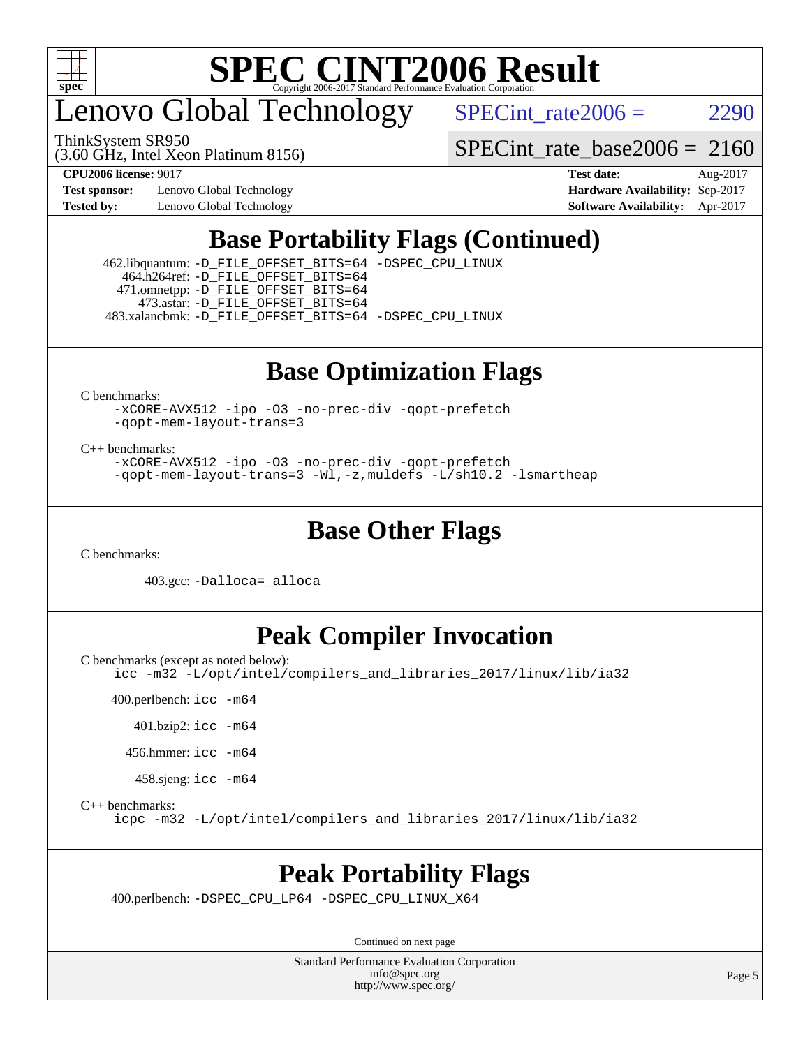# SPEC CINT2006 Result

## Lenovo Global Technology

ThinkSystem SR950
(3.60 GHz, Intel Xeon Platinum 8156)

SPECint_rate2006 = 2290

SPECint_rate_base2006 = 2160

**CPU2006 license:** 9017
**Test sponsor:** Lenovo Global Technology
**Tested by:** Lenovo Global Technology

**Test date:** Aug-2017
**Hardware Availability:** Sep-2017
**Software Availability:** Apr-2017

## Base Portability Flags (Continued)

462.libquantum: `-D_FILE_OFFSET_BITS=64 -DSPEC_CPU_LINUX`
464.h264ref: `-D_FILE_OFFSET_BITS=64`
471.omnetpp: `-D_FILE_OFFSET_BITS=64`
473.astar: `-D_FILE_OFFSET_BITS=64`
483.xalancbmk: `-D_FILE_OFFSET_BITS=64 -DSPEC_CPU_LINUX`

## Base Optimization Flags

C benchmarks:
```
-xCORE-AVX512 -ipo -O3 -no-prec-div -qopt-prefetch
-qopt-mem-layout-trans=3
```

C++ benchmarks:
```
-xCORE-AVX512 -ipo -O3 -no-prec-div -qopt-prefetch
-qopt-mem-layout-trans=3 -Wl,-z,muldefs -L/sh10.2 -lsmartheap
```

## Base Other Flags

C benchmarks:

403.gcc: `-Dalloca=_alloca`

## Peak Compiler Invocation

C benchmarks (except as noted below):
```
icc -m32 -L/opt/intel/compilers_and_libraries_2017/linux/lib/ia32
```

400.perlbench: `icc -m64`

401.bzip2: `icc -m64`

456.hmmer: `icc -m64`

458.sjeng: `icc -m64`

C++ benchmarks:
```
icpc -m32 -L/opt/intel/compilers_and_libraries_2017/linux/lib/ia32
```

## Peak Portability Flags

400.perlbench: `-DSPEC_CPU_LP64 -DSPEC_CPU_LINUX_X64`

Continued on next page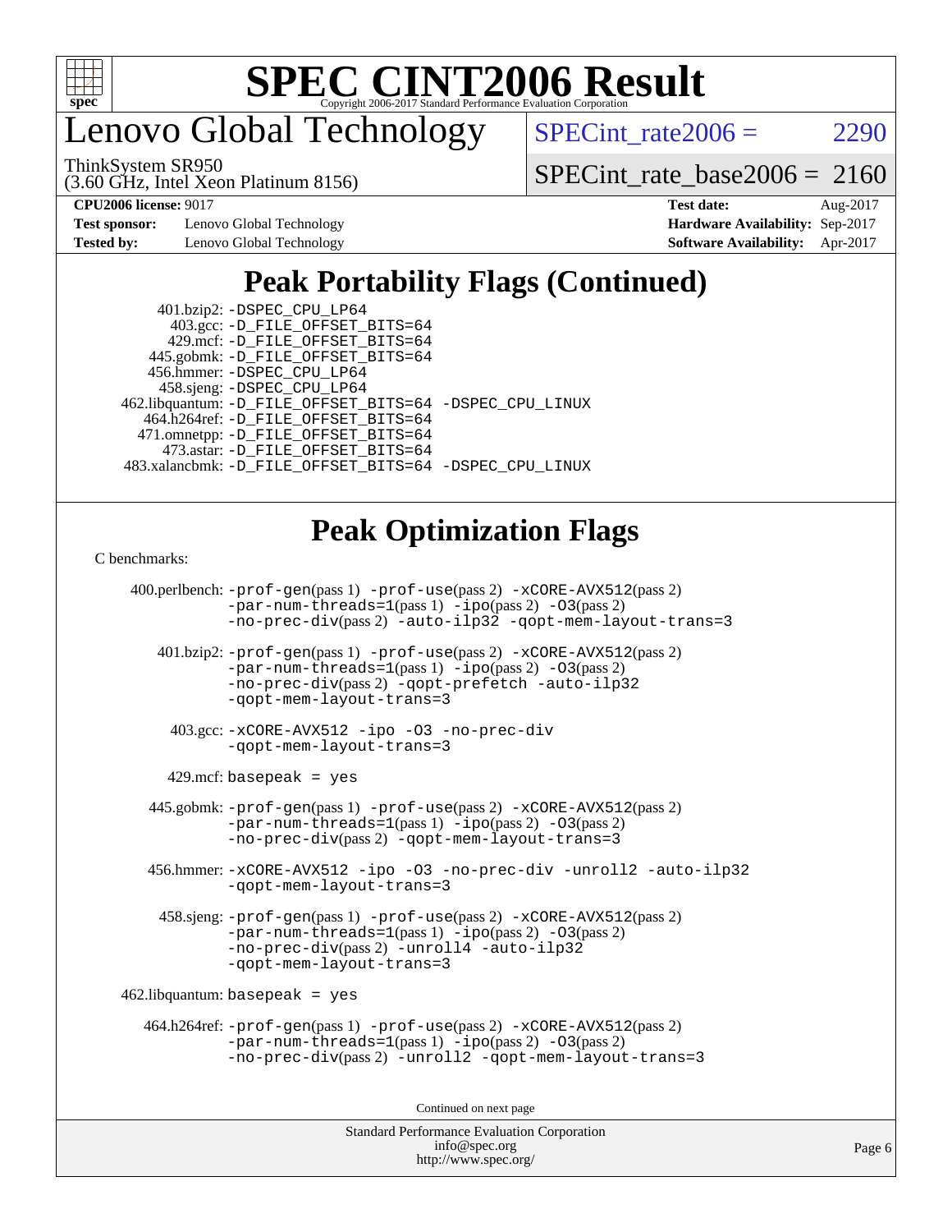# SPEC CINT2006 Result

## Lenovo Global Technology

ThinkSystem SR950
(3.60 GHz, Intel Xeon Platinum 8156)

SPECint_rate2006 = 2290

SPECint_rate_base2006 = 2160

| | | | |
|---|---|---|---|
| **CPU2006 license:** 9017 | | **Test date:** | Aug-2017 |
| **Test sponsor:** | Lenovo Global Technology | **Hardware Availability:** | Sep-2017 |
| **Tested by:** | Lenovo Global Technology | **Software Availability:** | Apr-2017 |

## Peak Portability Flags (Continued)

401.bzip2: -DSPEC_CPU_LP64
403.gcc: -D_FILE_OFFSET_BITS=64
429.mcf: -D_FILE_OFFSET_BITS=64
445.gobmk: -D_FILE_OFFSET_BITS=64
456.hmmer: -DSPEC_CPU_LP64
458.sjeng: -DSPEC_CPU_LP64
462.libquantum: -D_FILE_OFFSET_BITS=64 -DSPEC_CPU_LINUX
464.h264ref: -D_FILE_OFFSET_BITS=64
471.omnetpp: -D_FILE_OFFSET_BITS=64
473.astar: -D_FILE_OFFSET_BITS=64
483.xalancbmk: -D_FILE_OFFSET_BITS=64 -DSPEC_CPU_LINUX

## Peak Optimization Flags

C benchmarks:

400.perlbench: -prof-gen(pass 1) -prof-use(pass 2) -xCORE-AVX512(pass 2) -par-num-threads=1(pass 1) -ipo(pass 2) -O3(pass 2) -no-prec-div(pass 2) -auto-ilp32 -qopt-mem-layout-trans=3

401.bzip2: -prof-gen(pass 1) -prof-use(pass 2) -xCORE-AVX512(pass 2) -par-num-threads=1(pass 1) -ipo(pass 2) -O3(pass 2) -no-prec-div(pass 2) -qopt-prefetch -auto-ilp32 -qopt-mem-layout-trans=3

403.gcc: -xCORE-AVX512 -ipo -O3 -no-prec-div -qopt-mem-layout-trans=3

429.mcf: basepeak = yes

445.gobmk: -prof-gen(pass 1) -prof-use(pass 2) -xCORE-AVX512(pass 2) -par-num-threads=1(pass 1) -ipo(pass 2) -O3(pass 2) -no-prec-div(pass 2) -qopt-mem-layout-trans=3

456.hmmer: -xCORE-AVX512 -ipo -O3 -no-prec-div -unroll2 -auto-ilp32 -qopt-mem-layout-trans=3

458.sjeng: -prof-gen(pass 1) -prof-use(pass 2) -xCORE-AVX512(pass 2) -par-num-threads=1(pass 1) -ipo(pass 2) -O3(pass 2) -no-prec-div(pass 2) -unroll4 -auto-ilp32 -qopt-mem-layout-trans=3

462.libquantum: basepeak = yes

464.h264ref: -prof-gen(pass 1) -prof-use(pass 2) -xCORE-AVX512(pass 2) -par-num-threads=1(pass 1) -ipo(pass 2) -O3(pass 2) -no-prec-div(pass 2) -unroll2 -qopt-mem-layout-trans=3

Continued on next page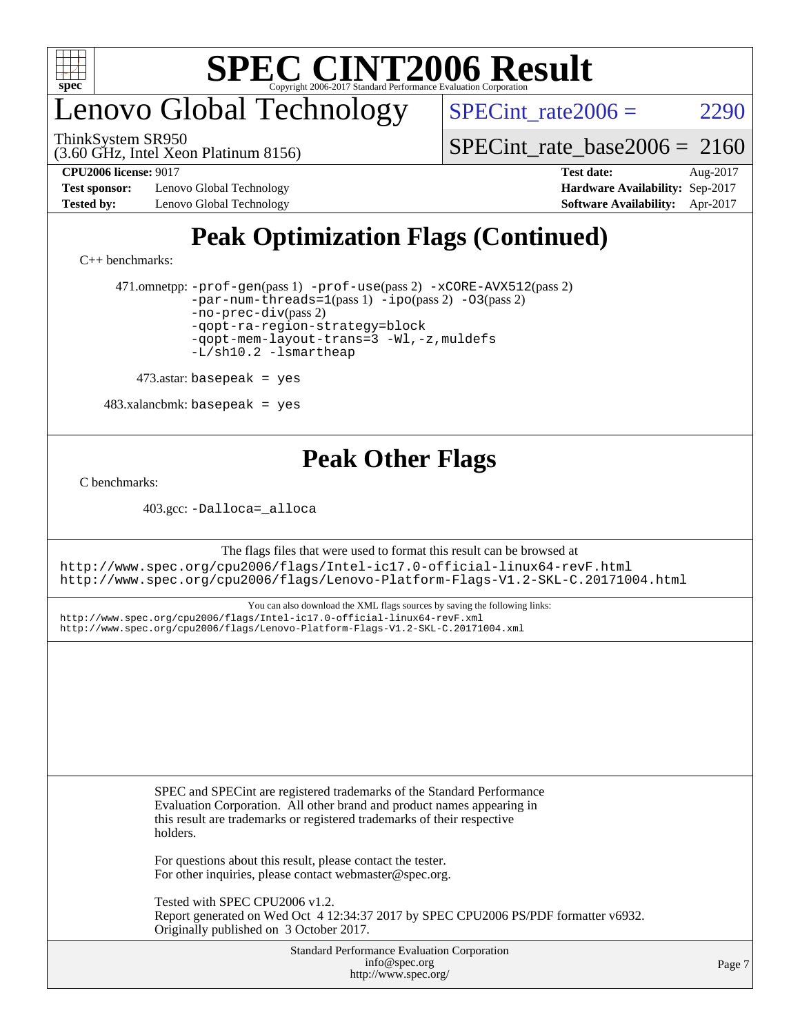# SPEC CINT2006 Result

Copyright 2006-2017 Standard Performance Evaluation Corporation

## Lenovo Global Technology

ThinkSystem SR950
(3.60 GHz, Intel Xeon Platinum 8156)

SPECint_rate2006 = 2290

SPECint_rate_base2006 = 2160

**CPU2006 license:** 9017 **Test date:** Aug-2017
**Test sponsor:** Lenovo Global Technology **Hardware Availability:** Sep-2017
**Tested by:** Lenovo Global Technology **Software Availability:** Apr-2017

## Peak Optimization Flags (Continued)

C++ benchmarks:

471.omnetpp: `-prof-gen`(pass 1) `-prof-use`(pass 2) `-xCORE-AVX512`(pass 2) `-par-num-threads=1`(pass 1) `-ipo`(pass 2) `-O3`(pass 2) `-no-prec-div`(pass 2) `-qopt-ra-region-strategy=block` `-qopt-mem-layout-trans=3` `-Wl,-z,muldefs` `-L/sh10.2 -lsmartheap`

473.astar: `basepeak = yes`

483.xalancbmk: `basepeak = yes`

## Peak Other Flags

C benchmarks:

403.gcc: `-Dalloca=_alloca`

The flags files that were used to format this result can be browsed at
http://www.spec.org/cpu2006/flags/Intel-ic17.0-official-linux64-revF.html
http://www.spec.org/cpu2006/flags/Lenovo-Platform-Flags-V1.2-SKL-C.20171004.html

You can also download the XML flags sources by saving the following links:
http://www.spec.org/cpu2006/flags/Intel-ic17.0-official-linux64-revF.xml
http://www.spec.org/cpu2006/flags/Lenovo-Platform-Flags-V1.2-SKL-C.20171004.xml

SPEC and SPECint are registered trademarks of the Standard Performance Evaluation Corporation. All other brand and product names appearing in this result are trademarks or registered trademarks of their respective holders.

For questions about this result, please contact the tester.
For other inquiries, please contact webmaster@spec.org.

Tested with SPEC CPU2006 v1.2.
Report generated on Wed Oct 4 12:34:37 2017 by SPEC CPU2006 PS/PDF formatter v6932.
Originally published on 3 October 2017.

Standard Performance Evaluation Corporation
info@spec.org
http://www.spec.org/